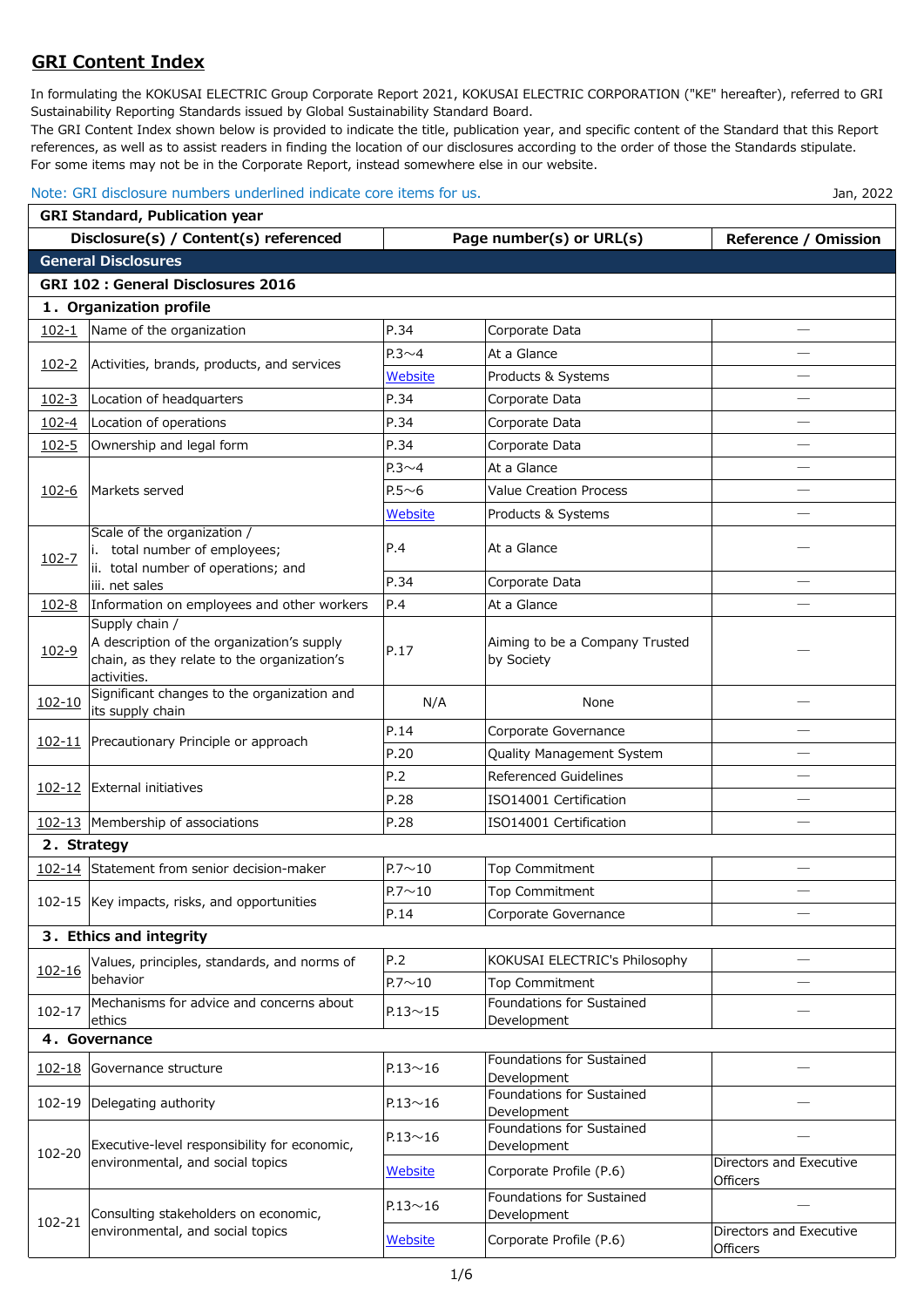## GRI Content Index

In formulating the KOKUSAI ELECTRIC Group Corporate Report 2021, KOKUSAI ELECTRIC CORPORATION ("KE" hereafter), referred to GRI Sustainability Reporting Standards issued by Global Sustainability Standard Board.
The GRI Content Index shown below is provided to indicate the title, publication year, and specific content of the Standard that this Report references, as well as to assist readers in finding the location of our disclosures according to the order of those the Standards stipulate.
For some items may not be in the Corporate Report, instead somewhere else in our website.

Note: GRI disclosure numbers underlined indicate core items for us.

Jan, 2022

| GRI Standard, Publication year | | | | |
|---|---|---|---|---|
| Disclosure(s) / Content(s) referenced | | Page number(s) or URL(s) | | Reference / Omission |
| **General Disclosures** | | | | |
| **GRI 102 : General Disclosures 2016** | | | | |
| **1．Organization profile** | | | | |
| 102-1 | Name of the organization | P.34 | Corporate Data | — |
| 102-2 | Activities, brands, products, and services | P.3～4 | At a Glance | — |
| | | Website | Products & Systems | — |
| 102-3 | Location of headquarters | P.34 | Corporate Data | — |
| 102-4 | Location of operations | P.34 | Corporate Data | — |
| 102-5 | Ownership and legal form | P.34 | Corporate Data | — |
| 102-6 | Markets served | P.3～4 | At a Glance | — |
| | | P.5～6 | Value Creation Process | — |
| | | Website | Products & Systems | — |
| 102-7 | Scale of the organization / i. total number of employees; ii. total number of operations; and iii. net sales | P.4 | At a Glance | — |
| | | P.34 | Corporate Data | — |
| 102-8 | Information on employees and other workers | P.4 | At a Glance | — |
| 102-9 | Supply chain / A description of the organization's supply chain, as they relate to the organization's activities. | P.17 | Aiming to be a Company Trusted by Society | — |
| 102-10 | Significant changes to the organization and its supply chain | N/A | None | — |
| 102-11 | Precautionary Principle or approach | P.14 | Corporate Governance | — |
| | | P.20 | Quality Management System | — |
| 102-12 | External initiatives | P.2 | Referenced Guidelines | — |
| | | P.28 | ISO14001 Certification | — |
| 102-13 | Membership of associations | P.28 | ISO14001 Certification | — |
| **2．Strategy** | | | | |
| 102-14 | Statement from senior decision-maker | P.7～10 | Top Commitment | — |
| 102-15 | Key impacts, risks, and opportunities | P.7～10 | Top Commitment | — |
| | | P.14 | Corporate Governance | — |
| **3．Ethics and integrity** | | | | |
| 102-16 | Values, principles, standards, and norms of behavior | P.2 | KOKUSAI ELECTRIC's Philosophy | — |
| | | P.7～10 | Top Commitment | — |
| 102-17 | Mechanisms for advice and concerns about ethics | P.13～15 | Foundations for Sustained Development | — |
| **4．Governance** | | | | |
| 102-18 | Governance structure | P.13～16 | Foundations for Sustained Development | — |
| 102-19 | Delegating authority | P.13～16 | Foundations for Sustained Development | — |
| 102-20 | Executive-level responsibility for economic, environmental, and social topics | P.13～16 | Foundations for Sustained Development | — |
| | | Website | Corporate Profile (P.6) | Directors and Executive Officers |
| 102-21 | Consulting stakeholders on economic, environmental, and social topics | P.13～16 | Foundations for Sustained Development | — |
| | | Website | Corporate Profile (P.6) | Directors and Executive Officers |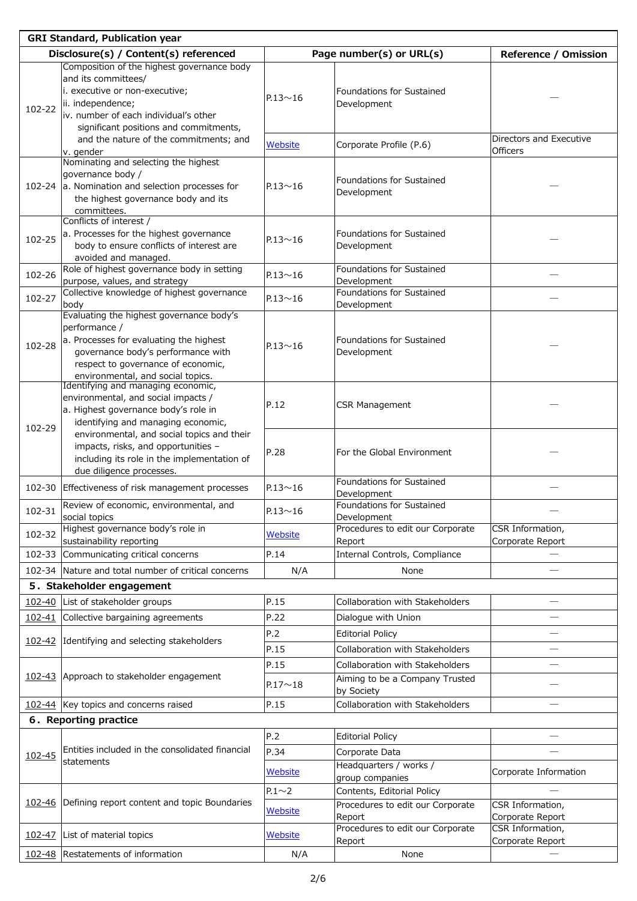| GRI Standard, Publication year | | | | |
|---|---|---|---|---|
| Disclosure(s) / Content(s) referenced | | Page number(s) or URL(s) | | Reference / Omission |
| 102-22 | Composition of the highest governance body and its committees/ i. executive or non-executive; ii. independence; iv. number of each individual's other significant positions and commitments, and the nature of the commitments; and v. gender | P.13～16 | Foundations for Sustained Development | — |
| | | Website | Corporate Profile (P.6) | Directors and Executive Officers |
| 102-24 | Nominating and selecting the highest governance body / a. Nomination and selection processes for the highest governance body and its committees. | P.13～16 | Foundations for Sustained Development | — |
| 102-25 | Conflicts of interest / a. Processes for the highest governance body to ensure conflicts of interest are avoided and managed. | P.13～16 | Foundations for Sustained Development | — |
| 102-26 | Role of highest governance body in setting purpose, values, and strategy | P.13～16 | Foundations for Sustained Development | — |
| 102-27 | Collective knowledge of highest governance body | P.13～16 | Foundations for Sustained Development | — |
| 102-28 | Evaluating the highest governance body's performance / a. Processes for evaluating the highest governance body's performance with respect to governance of economic, environmental, and social topics. | P.13～16 | Foundations for Sustained Development | — |
| 102-29 | Identifying and managing economic, environmental, and social impacts / a. Highest governance body's role in identifying and managing economic, environmental, and social topics and their impacts, risks, and opportunities – including its role in the implementation of due diligence processes. | P.12 | CSR Management | — |
| | | P.28 | For the Global Environment | — |
| 102-30 | Effectiveness of risk management processes | P.13～16 | Foundations for Sustained Development | — |
| 102-31 | Review of economic, environmental, and social topics | P.13～16 | Foundations for Sustained Development | — |
| 102-32 | Highest governance body's role in sustainability reporting | Website | Procedures to edit our Corporate Report | CSR Information, Corporate Report |
| 102-33 | Communicating critical concerns | P.14 | Internal Controls, Compliance | — |
| 102-34 | Nature and total number of critical concerns | N/A | None | — |
| **5. Stakeholder engagement** | | | | |
| 102-40 | List of stakeholder groups | P.15 | Collaboration with Stakeholders | — |
| 102-41 | Collective bargaining agreements | P.22 | Dialogue with Union | — |
| 102-42 | Identifying and selecting stakeholders | P.2 | Editorial Policy | — |
| | | P.15 | Collaboration with Stakeholders | — |
| 102-43 | Approach to stakeholder engagement | P.15 | Collaboration with Stakeholders | — |
| | | P.17～18 | Aiming to be a Company Trusted by Society | — |
| 102-44 | Key topics and concerns raised | P.15 | Collaboration with Stakeholders | — |
| **6. Reporting practice** | | | | |
| 102-45 | Entities included in the consolidated financial statements | P.2 | Editorial Policy | — |
| | | P.34 | Corporate Data | — |
| | | Website | Headquarters / works / group companies | Corporate Information |
| 102-46 | Defining report content and topic Boundaries | P.1～2 | Contents, Editorial Policy | — |
| | | Website | Procedures to edit our Corporate Report | CSR Information, Corporate Report |
| 102-47 | List of material topics | Website | Procedures to edit our Corporate Report | CSR Information, Corporate Report |
| 102-48 | Restatements of information | N/A | None | — |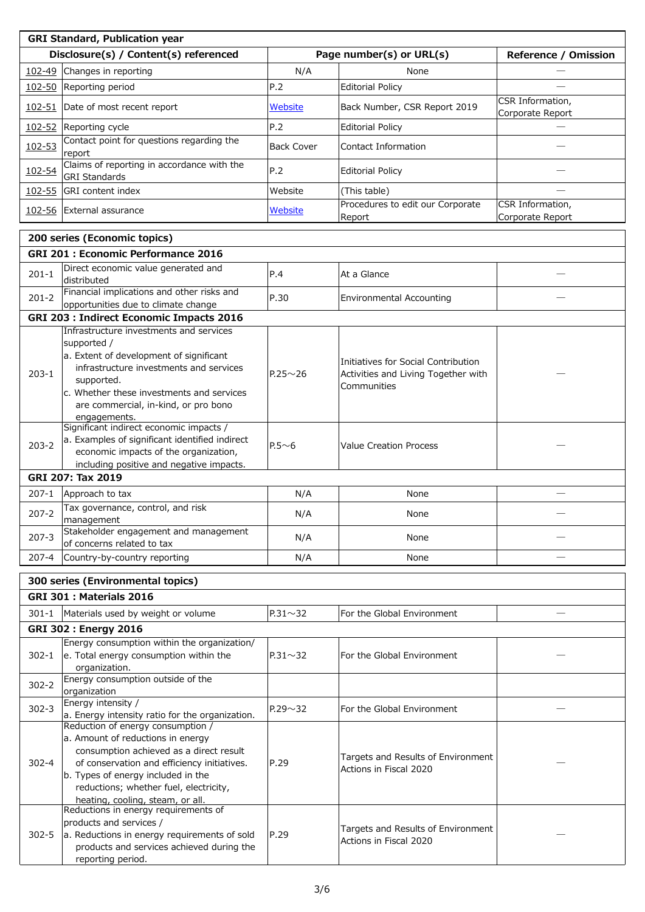| GRI Standard, Publication year | | | | |
|---|---|---|---|---|
| Disclosure(s) / Content(s) referenced | | Page number(s) or URL(s) | | Reference / Omission |
| 102-49 | Changes in reporting | N/A | None | — |
| 102-50 | Reporting period | P.2 | Editorial Policy | — |
| 102-51 | Date of most recent report | Website | Back Number, CSR Report 2019 | CSR Information, Corporate Report |
| 102-52 | Reporting cycle | P.2 | Editorial Policy | — |
| 102-53 | Contact point for questions regarding the report | Back Cover | Contact Information | — |
| 102-54 | Claims of reporting in accordance with the GRI Standards | P.2 | Editorial Policy | — |
| 102-55 | GRI content index | Website | (This table) | — |
| 102-56 | External assurance | Website | Procedures to edit our Corporate Report | CSR Information, Corporate Report |

| 200 series (Economic topics) | | | | |
|---|---|---|---|---|
| **GRI 201 : Economic Performance 2016** | | | | |
| 201-1 | Direct economic value generated and distributed | P.4 | At a Glance | — |
| 201-2 | Financial implications and other risks and opportunities due to climate change | P.30 | Environmental Accounting | — |
| **GRI 203 : Indirect Economic Impacts 2016** | | | | |
| 203-1 | Infrastructure investments and services supported / a. Extent of development of significant infrastructure investments and services supported. c. Whether these investments and services are commercial, in-kind, or pro bono engagements. | P.25～26 | Initiatives for Social Contribution Activities and Living Together with Communities | — |
| 203-2 | Significant indirect economic impacts / a. Examples of significant identified indirect economic impacts of the organization, including positive and negative impacts. | P.5～6 | Value Creation Process | — |
| **GRI 207: Tax 2019** | | | | |
| 207-1 | Approach to tax | N/A | None | — |
| 207-2 | Tax governance, control, and risk management | N/A | None | — |
| 207-3 | Stakeholder engagement and management of concerns related to tax | N/A | None | — |
| 207-4 | Country-by-country reporting | N/A | None | — |

| 300 series (Environmental topics) | | | | |
|---|---|---|---|---|
| **GRI 301 : Materials 2016** | | | | |
| 301-1 | Materials used by weight or volume | P.31～32 | For the Global Environment | — |
| **GRI 302 : Energy 2016** | | | | |
| 302-1 | Energy consumption within the organization/ e. Total energy consumption within the organization. | P.31～32 | For the Global Environment | — |
| 302-2 | Energy consumption outside of the organization | | | |
| 302-3 | Energy intensity / a. Energy intensity ratio for the organization. | P.29～32 | For the Global Environment | — |
| 302-4 | Reduction of energy consumption / a. Amount of reductions in energy consumption achieved as a direct result of conservation and efficiency initiatives. b. Types of energy included in the reductions; whether fuel, electricity, heating, cooling, steam, or all. | P.29 | Targets and Results of Environment Actions in Fiscal 2020 | — |
| 302-5 | Reductions in energy requirements of products and services / a. Reductions in energy requirements of sold products and services achieved during the reporting period. | P.29 | Targets and Results of Environment Actions in Fiscal 2020 | — |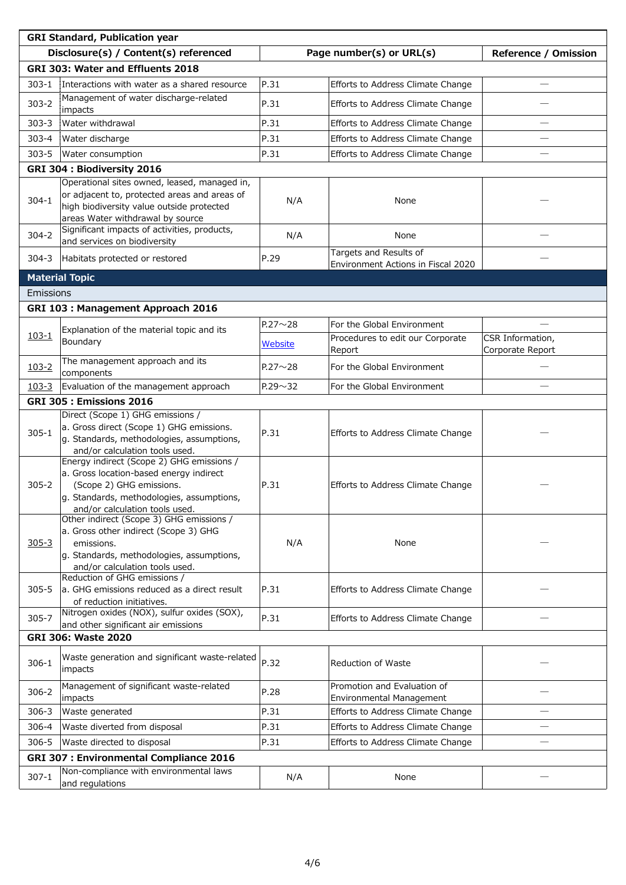| GRI Standard, Publication year | | | | |
|---|---|---|---|---|
| Disclosure(s) / Content(s) referenced | | Page number(s) or URL(s) | | Reference / Omission |
| **GRI 303: Water and Effluents 2018** | | | | |
| 303-1 | Interactions with water as a shared resource | P.31 | Efforts to Address Climate Change | — |
| 303-2 | Management of water discharge-related impacts | P.31 | Efforts to Address Climate Change | — |
| 303-3 | Water withdrawal | P.31 | Efforts to Address Climate Change | — |
| 303-4 | Water discharge | P.31 | Efforts to Address Climate Change | — |
| 303-5 | Water consumption | P.31 | Efforts to Address Climate Change | — |
| **GRI 304 : Biodiversity 2016** | | | | |
| 304-1 | Operational sites owned, leased, managed in, or adjacent to, protected areas and areas of high biodiversity value outside protected areas Water withdrawal by source | N/A | None | — |
| 304-2 | Significant impacts of activities, products, and services on biodiversity | N/A | None | — |
| 304-3 | Habitats protected or restored | P.29 | Targets and Results of Environment Actions in Fiscal 2020 | — |
| **Material Topic** | | | | |
| Emissions | | | | |
| **GRI 103 : Management Approach 2016** | | | | |
| 103-1 | Explanation of the material topic and its Boundary | P.27～28 | For the Global Environment | — |
| | | Website | Procedures to edit our Corporate Report | CSR Information, Corporate Report |
| 103-2 | The management approach and its components | P.27～28 | For the Global Environment | — |
| 103-3 | Evaluation of the management approach | P.29～32 | For the Global Environment | — |
| **GRI 305 : Emissions 2016** | | | | |
| 305-1 | Direct (Scope 1) GHG emissions / a. Gross direct (Scope 1) GHG emissions. g. Standards, methodologies, assumptions, and/or calculation tools used. | P.31 | Efforts to Address Climate Change | — |
| 305-2 | Energy indirect (Scope 2) GHG emissions / a. Gross location-based energy indirect (Scope 2) GHG emissions. g. Standards, methodologies, assumptions, and/or calculation tools used. | P.31 | Efforts to Address Climate Change | — |
| 305-3 | Other indirect (Scope 3) GHG emissions / a. Gross other indirect (Scope 3) GHG emissions. g. Standards, methodologies, assumptions, and/or calculation tools used. | N/A | None | — |
| 305-5 | Reduction of GHG emissions / a. GHG emissions reduced as a direct result of reduction initiatives. | P.31 | Efforts to Address Climate Change | — |
| 305-7 | Nitrogen oxides (NOX), sulfur oxides (SOX), and other significant air emissions | P.31 | Efforts to Address Climate Change | — |
| **GRI 306: Waste 2020** | | | | |
| 306-1 | Waste generation and significant waste-related impacts | P.32 | Reduction of Waste | — |
| 306-2 | Management of significant waste-related impacts | P.28 | Promotion and Evaluation of Environmental Management | — |
| 306-3 | Waste generated | P.31 | Efforts to Address Climate Change | — |
| 306-4 | Waste diverted from disposal | P.31 | Efforts to Address Climate Change | — |
| 306-5 | Waste directed to disposal | P.31 | Efforts to Address Climate Change | — |
| **GRI 307 : Environmental Compliance 2016** | | | | |
| 307-1 | Non-compliance with environmental laws and regulations | N/A | None | — |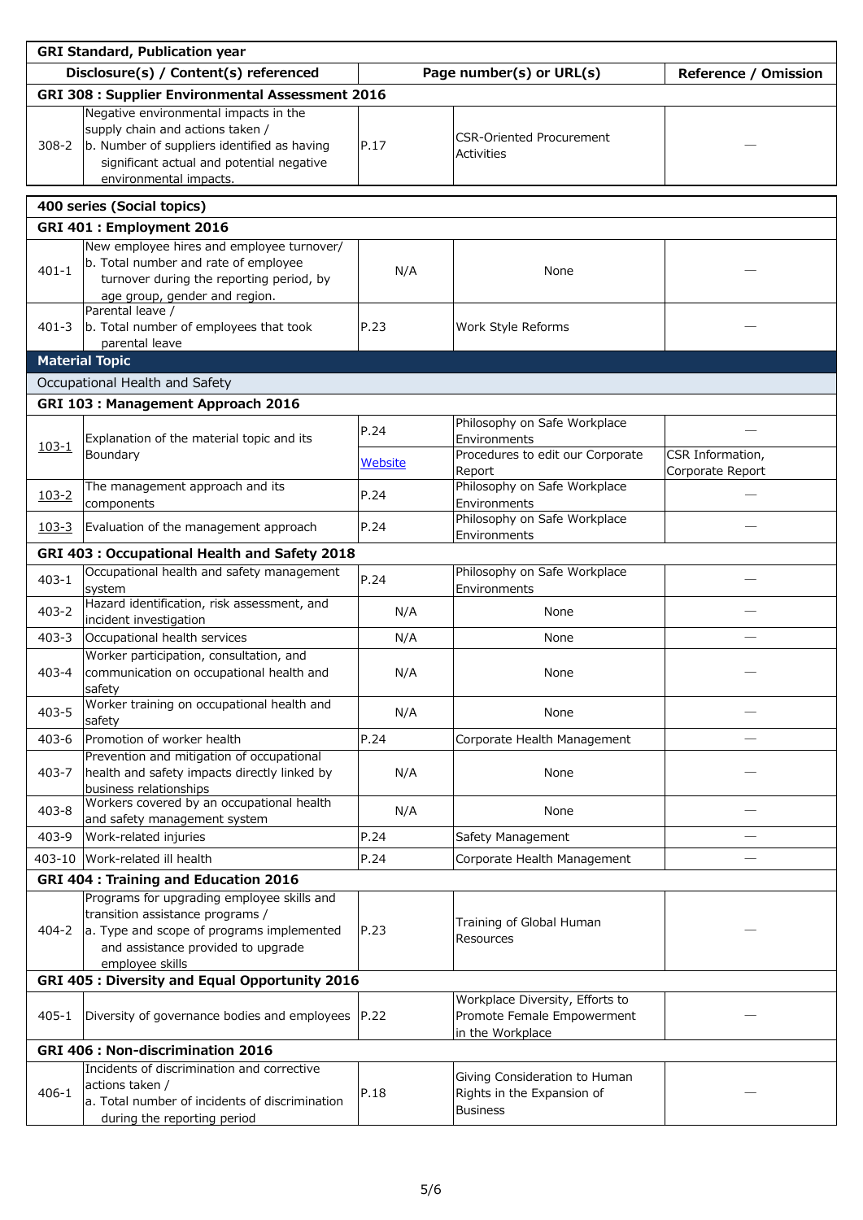| GRI Standard, Publication year | | | | |
|---|---|---|---|---|
| Disclosure(s) / Content(s) referenced | | Page number(s) or URL(s) | | Reference / Omission |
| **GRI 308 : Supplier Environmental Assessment 2016** | | | | |
| 308-2 | Negative environmental impacts in the supply chain and actions taken / b. Number of suppliers identified as having significant actual and potential negative environmental impacts. | P.17 | CSR-Oriented Procurement Activities | — |

| 400 series (Social topics) | | | | |
|---|---|---|---|---|
| **GRI 401 : Employment 2016** | | | | |
| 401-1 | New employee hires and employee turnover/ b. Total number and rate of employee turnover during the reporting period, by age group, gender and region. | N/A | None | — |
| 401-3 | Parental leave / b. Total number of employees that took parental leave | P.23 | Work Style Reforms | — |
| **Material Topic** | | | | |
| Occupational Health and Safety | | | | |
| **GRI 103 : Management Approach 2016** | | | | |
| 103-1 | Explanation of the material topic and its Boundary | P.24 | Philosophy on Safe Workplace Environments | — |
| | | Website | Procedures to edit our Corporate Report | CSR Information, Corporate Report |
| 103-2 | The management approach and its components | P.24 | Philosophy on Safe Workplace Environments | — |
| 103-3 | Evaluation of the management approach | P.24 | Philosophy on Safe Workplace Environments | — |
| **GRI 403 : Occupational Health and Safety 2018** | | | | |
| 403-1 | Occupational health and safety management system | P.24 | Philosophy on Safe Workplace Environments | — |
| 403-2 | Hazard identification, risk assessment, and incident investigation | N/A | None | — |
| 403-3 | Occupational health services | N/A | None | — |
| 403-4 | Worker participation, consultation, and communication on occupational health and safety | N/A | None | — |
| 403-5 | Worker training on occupational health and safety | N/A | None | — |
| 403-6 | Promotion of worker health | P.24 | Corporate Health Management | — |
| 403-7 | Prevention and mitigation of occupational health and safety impacts directly linked by business relationships | N/A | None | — |
| 403-8 | Workers covered by an occupational health and safety management system | N/A | None | — |
| 403-9 | Work-related injuries | P.24 | Safety Management | — |
| 403-10 | Work-related ill health | P.24 | Corporate Health Management | — |
| **GRI 404 : Training and Education 2016** | | | | |
| 404-2 | Programs for upgrading employee skills and transition assistance programs / a. Type and scope of programs implemented and assistance provided to upgrade employee skills | P.23 | Training of Global Human Resources | — |
| **GRI 405 : Diversity and Equal Opportunity 2016** | | | | |
| 405-1 | Diversity of governance bodies and employees | P.22 | Workplace Diversity, Efforts to Promote Female Empowerment in the Workplace | — |
| **GRI 406 : Non-discrimination 2016** | | | | |
| 406-1 | Incidents of discrimination and corrective actions taken / a. Total number of incidents of discrimination during the reporting period | P.18 | Giving Consideration to Human Rights in the Expansion of Business | — |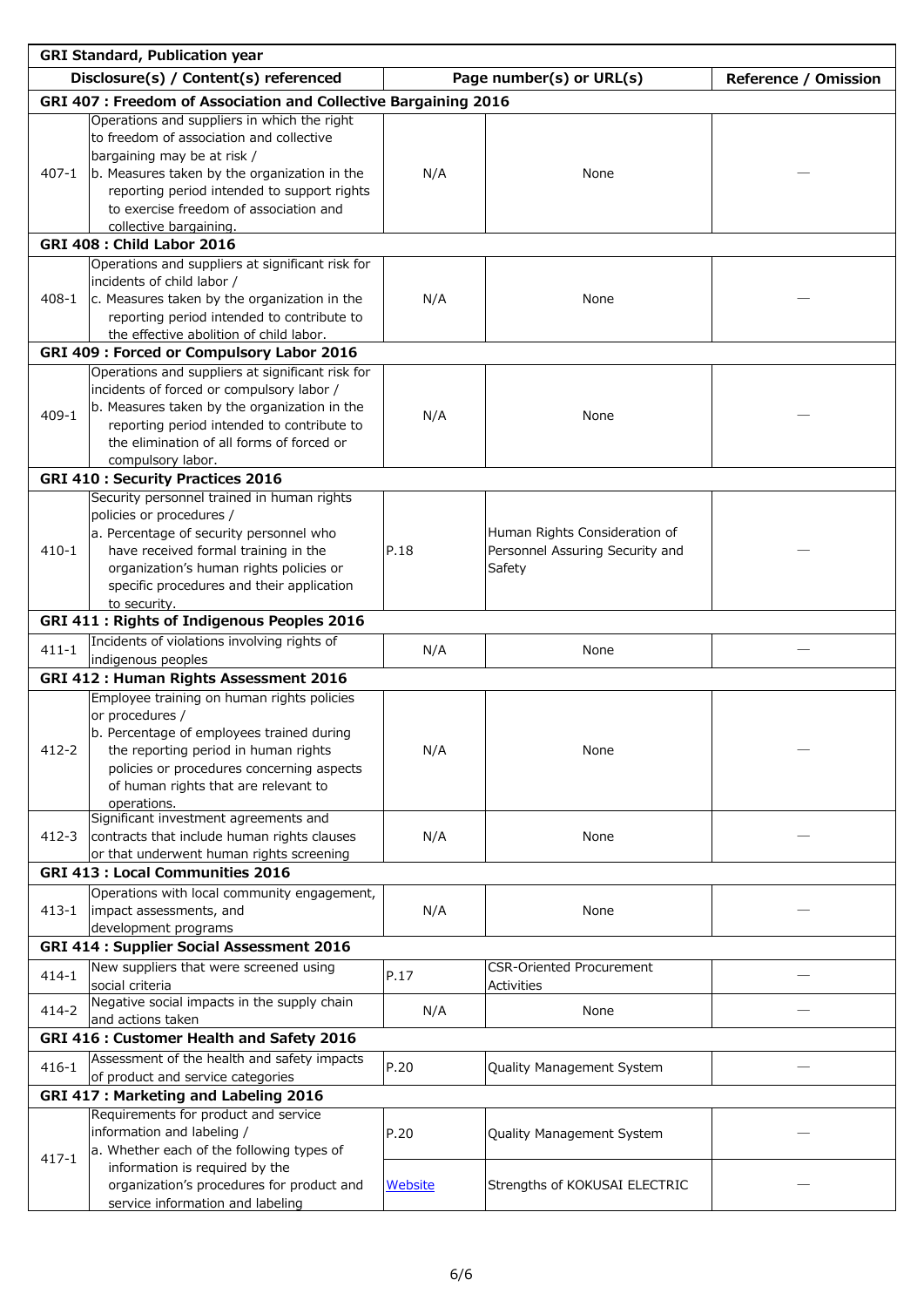| GRI Standard, Publication year | | | | |
|---|---|---|---|---|
| Disclosure(s) / Content(s) referenced | | Page number(s) or URL(s) | | Reference / Omission |
| **GRI 407 : Freedom of Association and Collective Bargaining 2016** | | | | |
| 407-1 | Operations and suppliers in which the right to freedom of association and collective bargaining may be at risk / b. Measures taken by the organization in the reporting period intended to support rights to exercise freedom of association and collective bargaining. | N/A | None | — |
| **GRI 408 : Child Labor 2016** | | | | |
| 408-1 | Operations and suppliers at significant risk for incidents of child labor / c. Measures taken by the organization in the reporting period intended to contribute to the effective abolition of child labor. | N/A | None | — |
| **GRI 409 : Forced or Compulsory Labor 2016** | | | | |
| 409-1 | Operations and suppliers at significant risk for incidents of forced or compulsory labor / b. Measures taken by the organization in the reporting period intended to contribute to the elimination of all forms of forced or compulsory labor. | N/A | None | — |
| **GRI 410 : Security Practices 2016** | | | | |
| 410-1 | Security personnel trained in human rights policies or procedures / a. Percentage of security personnel who have received formal training in the organization's human rights policies or specific procedures and their application to security. | P.18 | Human Rights Consideration of Personnel Assuring Security and Safety | — |
| **GRI 411 : Rights of Indigenous Peoples 2016** | | | | |
| 411-1 | Incidents of violations involving rights of indigenous peoples | N/A | None | — |
| **GRI 412 : Human Rights Assessment 2016** | | | | |
| 412-2 | Employee training on human rights policies or procedures / b. Percentage of employees trained during the reporting period in human rights policies or procedures concerning aspects of human rights that are relevant to operations. | N/A | None | — |
| 412-3 | Significant investment agreements and contracts that include human rights clauses or that underwent human rights screening | N/A | None | — |
| **GRI 413 : Local Communities 2016** | | | | |
| 413-1 | Operations with local community engagement, impact assessments, and development programs | N/A | None | — |
| **GRI 414 : Supplier Social Assessment 2016** | | | | |
| 414-1 | New suppliers that were screened using social criteria | P.17 | CSR-Oriented Procurement Activities | — |
| 414-2 | Negative social impacts in the supply chain and actions taken | N/A | None | — |
| **GRI 416 : Customer Health and Safety 2016** | | | | |
| 416-1 | Assessment of the health and safety impacts of product and service categories | P.20 | Quality Management System | — |
| **GRI 417 : Marketing and Labeling 2016** | | | | |
| 417-1 | Requirements for product and service information and labeling / a. Whether each of the following types of information is required by the organization's procedures for product and service information and labeling | P.20 | Quality Management System | — |
| | | Website | Strengths of KOKUSAI ELECTRIC | — |